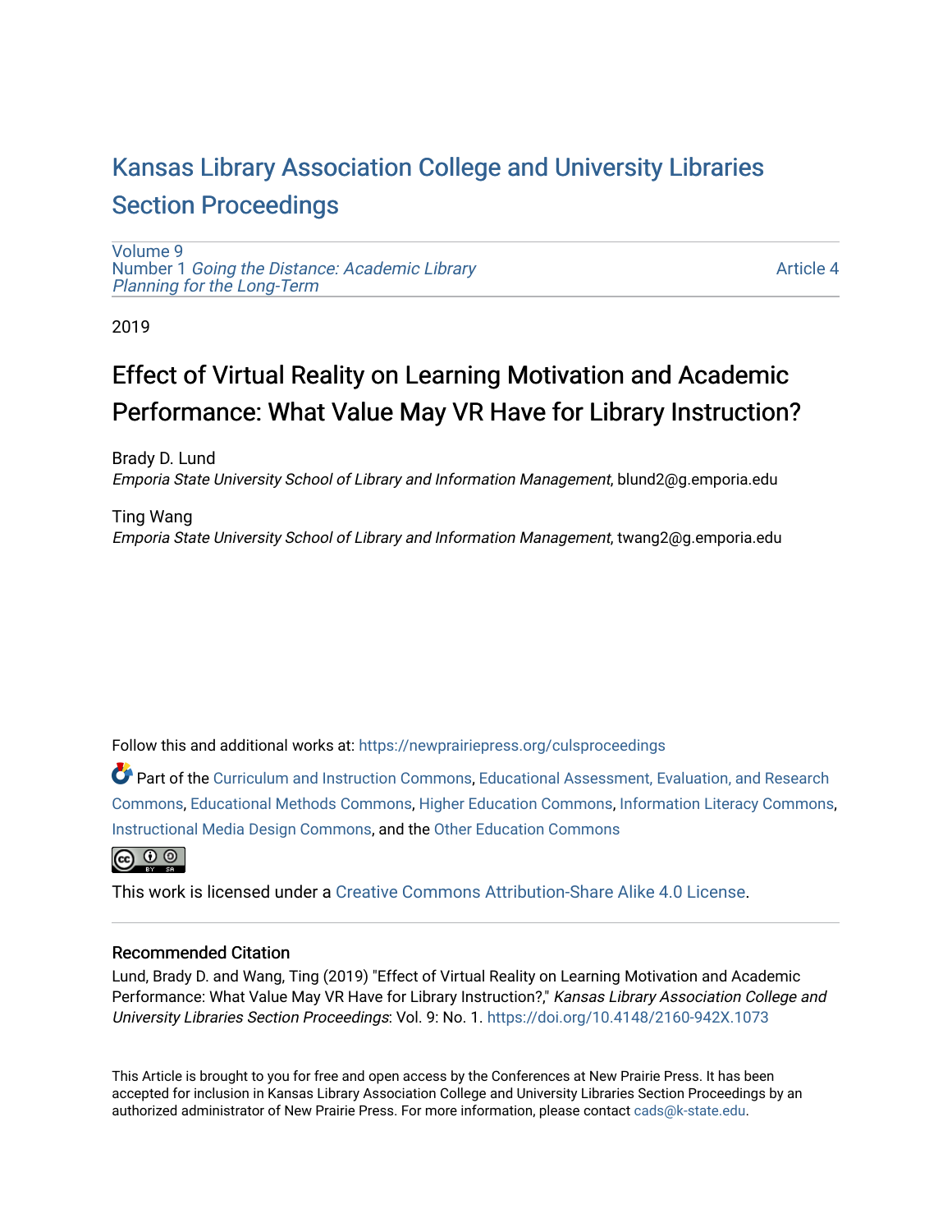# Kansas Library Association College and University Libraries Section Proceedings

Volume 9
Number 1 *Going the Distance: Academic Library Planning for the Long-Term*

Article 4

2019

## Effect of Virtual Reality on Learning Motivation and Academic Performance: What Value May VR Have for Library Instruction?

Brady D. Lund
*Emporia State University School of Library and Information Management*, blund2@g.emporia.edu

Ting Wang
*Emporia State University School of Library and Information Management*, twang2@g.emporia.edu

Follow this and additional works at: https://newprairiepress.org/culsproceedings

Part of the Curriculum and Instruction Commons, Educational Assessment, Evaluation, and Research Commons, Educational Methods Commons, Higher Education Commons, Information Literacy Commons, Instructional Media Design Commons, and the Other Education Commons

This work is licensed under a Creative Commons Attribution-Share Alike 4.0 License.

### Recommended Citation

Lund, Brady D. and Wang, Ting (2019) "Effect of Virtual Reality on Learning Motivation and Academic Performance: What Value May VR Have for Library Instruction?," *Kansas Library Association College and University Libraries Section Proceedings*: Vol. 9: No. 1. https://doi.org/10.4148/2160-942X.1073

This Article is brought to you for free and open access by the Conferences at New Prairie Press. It has been accepted for inclusion in Kansas Library Association College and University Libraries Section Proceedings by an authorized administrator of New Prairie Press. For more information, please contact cads@k-state.edu.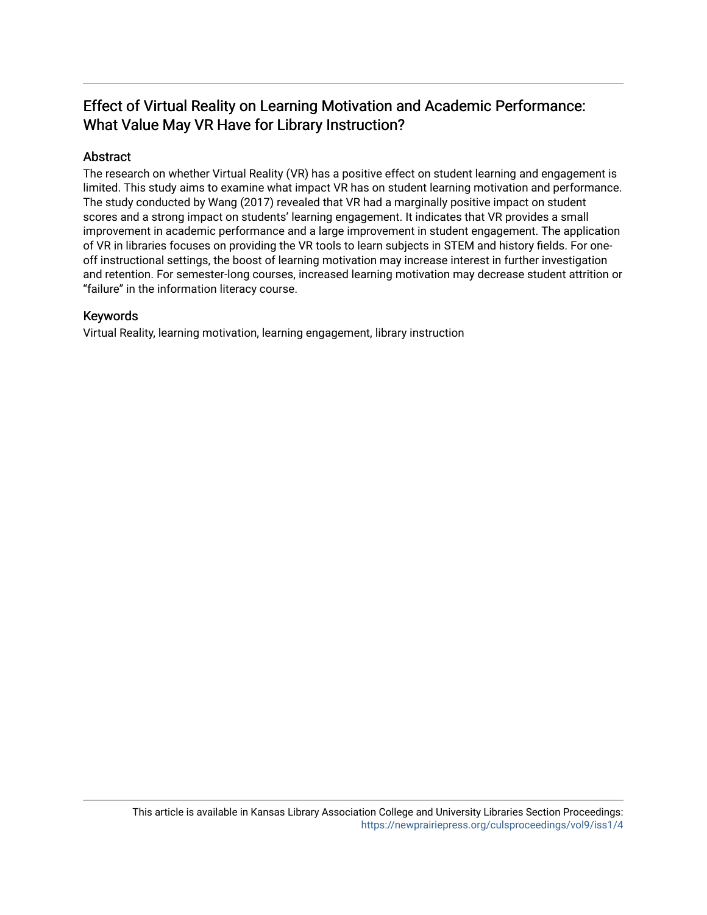# Effect of Virtual Reality on Learning Motivation and Academic Performance: What Value May VR Have for Library Instruction?

## Abstract

The research on whether Virtual Reality (VR) has a positive effect on student learning and engagement is limited. This study aims to examine what impact VR has on student learning motivation and performance. The study conducted by Wang (2017) revealed that VR had a marginally positive impact on student scores and a strong impact on students' learning engagement. It indicates that VR provides a small improvement in academic performance and a large improvement in student engagement. The application of VR in libraries focuses on providing the VR tools to learn subjects in STEM and history fields. For one-off instructional settings, the boost of learning motivation may increase interest in further investigation and retention. For semester-long courses, increased learning motivation may decrease student attrition or "failure" in the information literacy course.

## Keywords

Virtual Reality, learning motivation, learning engagement, library instruction

This article is available in Kansas Library Association College and University Libraries Section Proceedings: https://newprairiepress.org/culsproceedings/vol9/iss1/4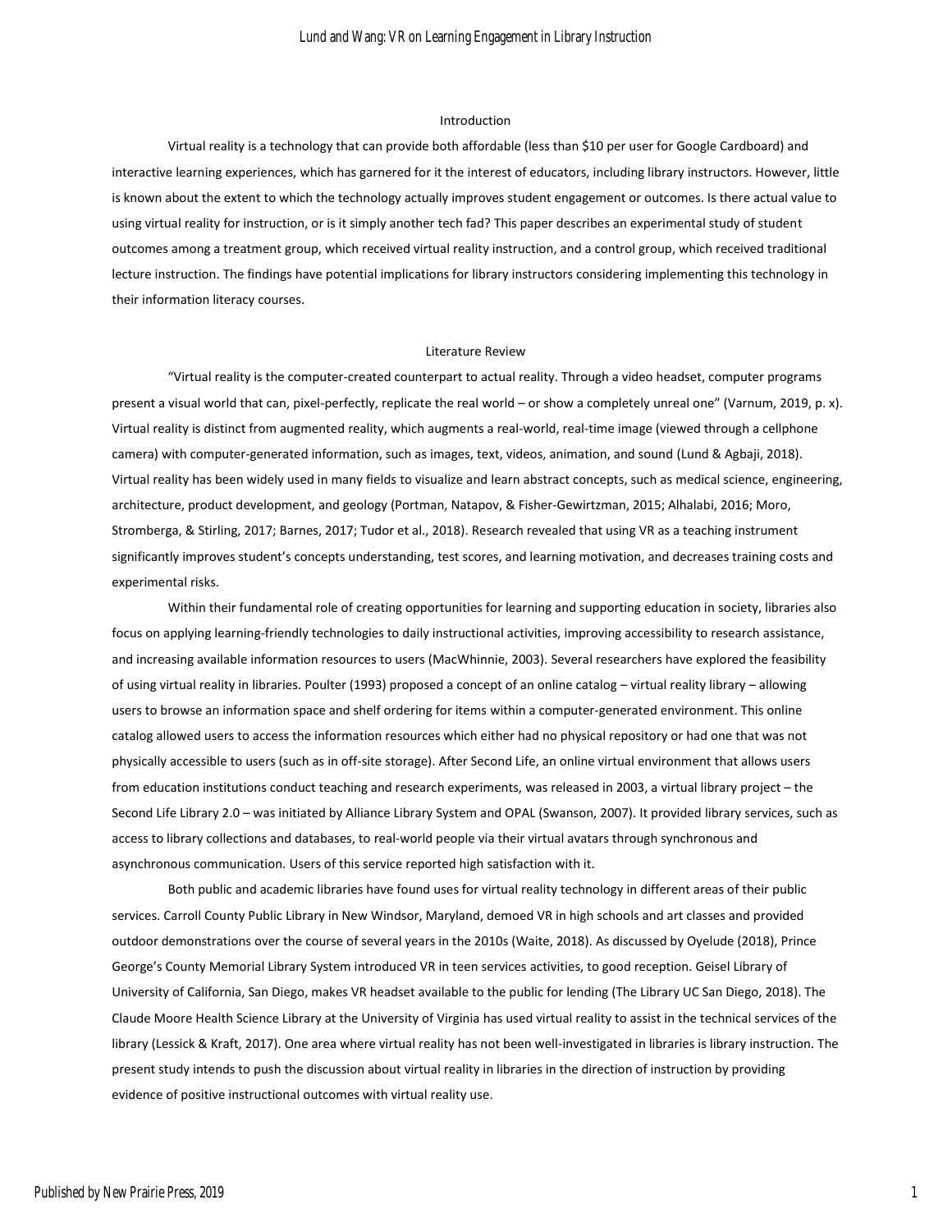## Introduction

Virtual reality is a technology that can provide both affordable (less than $10 per user for Google Cardboard) and interactive learning experiences, which has garnered for it the interest of educators, including library instructors. However, little is known about the extent to which the technology actually improves student engagement or outcomes. Is there actual value to using virtual reality for instruction, or is it simply another tech fad? This paper describes an experimental study of student outcomes among a treatment group, which received virtual reality instruction, and a control group, which received traditional lecture instruction. The findings have potential implications for library instructors considering implementing this technology in their information literacy courses.

## Literature Review

"Virtual reality is the computer-created counterpart to actual reality. Through a video headset, computer programs present a visual world that can, pixel-perfectly, replicate the real world – or show a completely unreal one" (Varnum, 2019, p. x). Virtual reality is distinct from augmented reality, which augments a real-world, real-time image (viewed through a cellphone camera) with computer-generated information, such as images, text, videos, animation, and sound (Lund & Agbaji, 2018). Virtual reality has been widely used in many fields to visualize and learn abstract concepts, such as medical science, engineering, architecture, product development, and geology (Portman, Natapov, & Fisher-Gewirtzman, 2015; Alhalabi, 2016; Moro, Stromberga, & Stirling, 2017; Barnes, 2017; Tudor et al., 2018). Research revealed that using VR as a teaching instrument significantly improves student's concepts understanding, test scores, and learning motivation, and decreases training costs and experimental risks.

Within their fundamental role of creating opportunities for learning and supporting education in society, libraries also focus on applying learning-friendly technologies to daily instructional activities, improving accessibility to research assistance, and increasing available information resources to users (MacWhinnie, 2003). Several researchers have explored the feasibility of using virtual reality in libraries. Poulter (1993) proposed a concept of an online catalog – virtual reality library – allowing users to browse an information space and shelf ordering for items within a computer-generated environment. This online catalog allowed users to access the information resources which either had no physical repository or had one that was not physically accessible to users (such as in off-site storage). After Second Life, an online virtual environment that allows users from education institutions conduct teaching and research experiments, was released in 2003, a virtual library project – the Second Life Library 2.0 – was initiated by Alliance Library System and OPAL (Swanson, 2007). It provided library services, such as access to library collections and databases, to real-world people via their virtual avatars through synchronous and asynchronous communication. Users of this service reported high satisfaction with it.

Both public and academic libraries have found uses for virtual reality technology in different areas of their public services. Carroll County Public Library in New Windsor, Maryland, demoed VR in high schools and art classes and provided outdoor demonstrations over the course of several years in the 2010s (Waite, 2018). As discussed by Oyelude (2018), Prince George's County Memorial Library System introduced VR in teen services activities, to good reception. Geisel Library of University of California, San Diego, makes VR headset available to the public for lending (The Library UC San Diego, 2018). The Claude Moore Health Science Library at the University of Virginia has used virtual reality to assist in the technical services of the library (Lessick & Kraft, 2017). One area where virtual reality has not been well-investigated in libraries is library instruction. The present study intends to push the discussion about virtual reality in libraries in the direction of instruction by providing evidence of positive instructional outcomes with virtual reality use.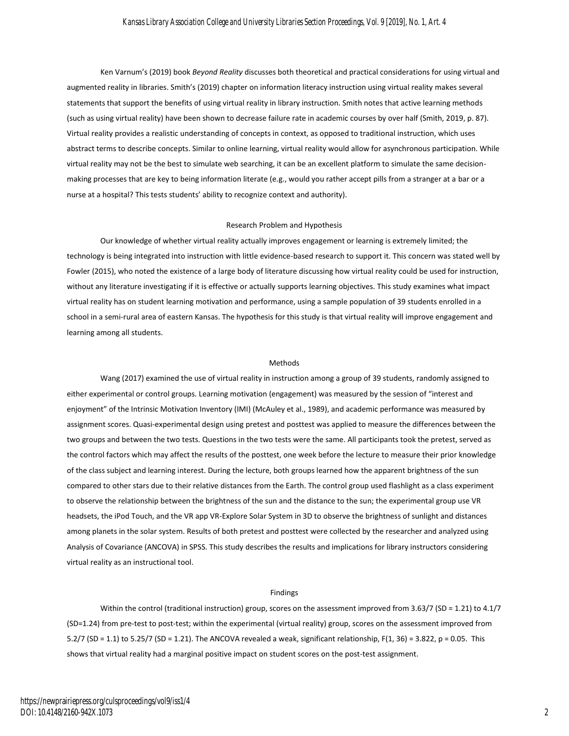Ken Varnum's (2019) book *Beyond Reality* discusses both theoretical and practical considerations for using virtual and augmented reality in libraries. Smith's (2019) chapter on information literacy instruction using virtual reality makes several statements that support the benefits of using virtual reality in library instruction. Smith notes that active learning methods (such as using virtual reality) have been shown to decrease failure rate in academic courses by over half (Smith, 2019, p. 87). Virtual reality provides a realistic understanding of concepts in context, as opposed to traditional instruction, which uses abstract terms to describe concepts. Similar to online learning, virtual reality would allow for asynchronous participation. While virtual reality may not be the best to simulate web searching, it can be an excellent platform to simulate the same decision-making processes that are key to being information literate (e.g., would you rather accept pills from a stranger at a bar or a nurse at a hospital? This tests students' ability to recognize context and authority).

## Research Problem and Hypothesis

Our knowledge of whether virtual reality actually improves engagement or learning is extremely limited; the technology is being integrated into instruction with little evidence-based research to support it. This concern was stated well by Fowler (2015), who noted the existence of a large body of literature discussing how virtual reality could be used for instruction, without any literature investigating if it is effective or actually supports learning objectives. This study examines what impact virtual reality has on student learning motivation and performance, using a sample population of 39 students enrolled in a school in a semi-rural area of eastern Kansas. The hypothesis for this study is that virtual reality will improve engagement and learning among all students.

## Methods

Wang (2017) examined the use of virtual reality in instruction among a group of 39 students, randomly assigned to either experimental or control groups. Learning motivation (engagement) was measured by the session of "interest and enjoyment" of the Intrinsic Motivation Inventory (IMI) (McAuley et al., 1989), and academic performance was measured by assignment scores. Quasi-experimental design using pretest and posttest was applied to measure the differences between the two groups and between the two tests. Questions in the two tests were the same. All participants took the pretest, served as the control factors which may affect the results of the posttest, one week before the lecture to measure their prior knowledge of the class subject and learning interest. During the lecture, both groups learned how the apparent brightness of the sun compared to other stars due to their relative distances from the Earth. The control group used flashlight as a class experiment to observe the relationship between the brightness of the sun and the distance to the sun; the experimental group use VR headsets, the iPod Touch, and the VR app VR-Explore Solar System in 3D to observe the brightness of sunlight and distances among planets in the solar system. Results of both pretest and posttest were collected by the researcher and analyzed using Analysis of Covariance (ANCOVA) in SPSS. This study describes the results and implications for library instructors considering virtual reality as an instructional tool.

## Findings

Within the control (traditional instruction) group, scores on the assessment improved from 3.63/7 ($SD = 1.21$) to 4.1/7 ($SD=1.24$) from pre-test to post-test; within the experimental (virtual reality) group, scores on the assessment improved from 5.2/7 ($SD = 1.1$) to 5.25/7 ($SD = 1.21$). The ANCOVA revealed a weak, significant relationship, $F(1, 36) = 3.822$, $p = 0.05$. This shows that virtual reality had a marginal positive impact on student scores on the post-test assignment.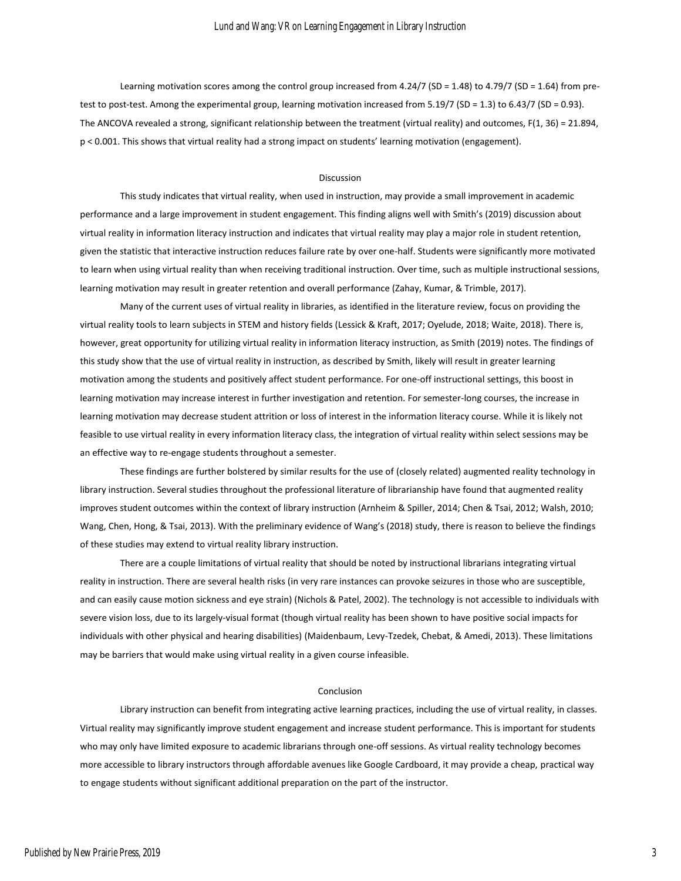Learning motivation scores among the control group increased from 4.24/7 (SD = 1.48) to 4.79/7 (SD = 1.64) from pre-test to post-test. Among the experimental group, learning motivation increased from 5.19/7 (SD = 1.3) to 6.43/7 (SD = 0.93). The ANCOVA revealed a strong, significant relationship between the treatment (virtual reality) and outcomes, $F(1, 36) = 21.894$, $p < 0.001$. This shows that virtual reality had a strong impact on students' learning motivation (engagement).

## Discussion

This study indicates that virtual reality, when used in instruction, may provide a small improvement in academic performance and a large improvement in student engagement. This finding aligns well with Smith's (2019) discussion about virtual reality in information literacy instruction and indicates that virtual reality may play a major role in student retention, given the statistic that interactive instruction reduces failure rate by over one-half. Students were significantly more motivated to learn when using virtual reality than when receiving traditional instruction. Over time, such as multiple instructional sessions, learning motivation may result in greater retention and overall performance (Zahay, Kumar, & Trimble, 2017).

Many of the current uses of virtual reality in libraries, as identified in the literature review, focus on providing the virtual reality tools to learn subjects in STEM and history fields (Lessick & Kraft, 2017; Oyelude, 2018; Waite, 2018). There is, however, great opportunity for utilizing virtual reality in information literacy instruction, as Smith (2019) notes. The findings of this study show that the use of virtual reality in instruction, as described by Smith, likely will result in greater learning motivation among the students and positively affect student performance. For one-off instructional settings, this boost in learning motivation may increase interest in further investigation and retention. For semester-long courses, the increase in learning motivation may decrease student attrition or loss of interest in the information literacy course. While it is likely not feasible to use virtual reality in every information literacy class, the integration of virtual reality within select sessions may be an effective way to re-engage students throughout a semester.

These findings are further bolstered by similar results for the use of (closely related) augmented reality technology in library instruction. Several studies throughout the professional literature of librarianship have found that augmented reality improves student outcomes within the context of library instruction (Arnheim & Spiller, 2014; Chen & Tsai, 2012; Walsh, 2010; Wang, Chen, Hong, & Tsai, 2013). With the preliminary evidence of Wang's (2018) study, there is reason to believe the findings of these studies may extend to virtual reality library instruction.

There are a couple limitations of virtual reality that should be noted by instructional librarians integrating virtual reality in instruction. There are several health risks (in very rare instances can provoke seizures in those who are susceptible, and can easily cause motion sickness and eye strain) (Nichols & Patel, 2002). The technology is not accessible to individuals with severe vision loss, due to its largely-visual format (though virtual reality has been shown to have positive social impacts for individuals with other physical and hearing disabilities) (Maidenbaum, Levy-Tzedek, Chebat, & Amedi, 2013). These limitations may be barriers that would make using virtual reality in a given course infeasible.

## Conclusion

Library instruction can benefit from integrating active learning practices, including the use of virtual reality, in classes. Virtual reality may significantly improve student engagement and increase student performance. This is important for students who may only have limited exposure to academic librarians through one-off sessions. As virtual reality technology becomes more accessible to library instructors through affordable avenues like Google Cardboard, it may provide a cheap, practical way to engage students without significant additional preparation on the part of the instructor.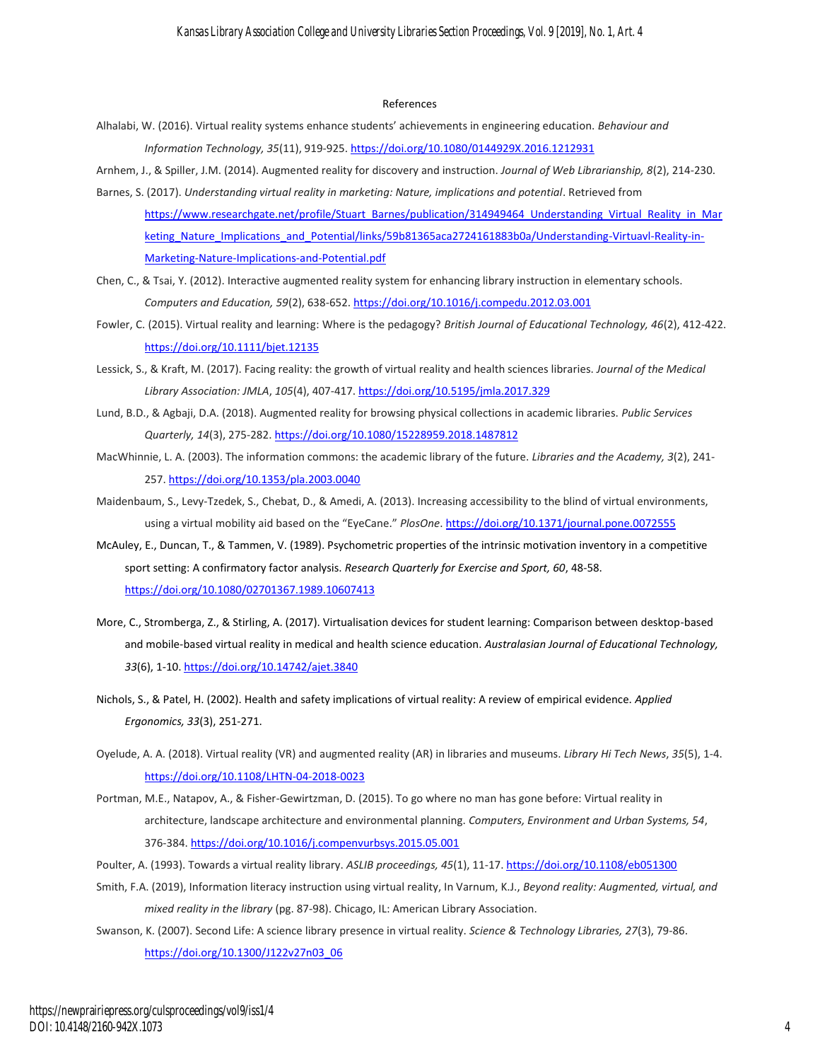## References

Alhalabi, W. (2016). Virtual reality systems enhance students' achievements in engineering education. *Behaviour and Information Technology, 35*(11), 919-925. https://doi.org/10.1080/0144929X.2016.1212931

Arnhem, J., & Spiller, J.M. (2014). Augmented reality for discovery and instruction. *Journal of Web Librarianship, 8*(2), 214-230.

Barnes, S. (2017). *Understanding virtual reality in marketing: Nature, implications and potential*. Retrieved from https://www.researchgate.net/profile/Stuart_Barnes/publication/314949464_Understanding_Virtual_Reality_in_Marketing_Nature_Implications_and_Potential/links/59b81365aca2724161883b0a/Understanding-Virtuavl-Reality-in-Marketing-Nature-Implications-and-Potential.pdf

Chen, C., & Tsai, Y. (2012). Interactive augmented reality system for enhancing library instruction in elementary schools. *Computers and Education, 59*(2), 638-652. https://doi.org/10.1016/j.compedu.2012.03.001

Fowler, C. (2015). Virtual reality and learning: Where is the pedagogy? *British Journal of Educational Technology, 46*(2), 412-422. https://doi.org/10.1111/bjet.12135

Lessick, S., & Kraft, M. (2017). Facing reality: the growth of virtual reality and health sciences libraries. *Journal of the Medical Library Association: JMLA*, *105*(4), 407-417. https://doi.org/10.5195/jmla.2017.329

Lund, B.D., & Agbaji, D.A. (2018). Augmented reality for browsing physical collections in academic libraries. *Public Services Quarterly, 14*(3), 275-282. https://doi.org/10.1080/15228959.2018.1487812

MacWhinnie, L. A. (2003). The information commons: the academic library of the future. *Libraries and the Academy, 3*(2), 241-257. https://doi.org/10.1353/pla.2003.0040

Maidenbaum, S., Levy-Tzedek, S., Chebat, D., & Amedi, A. (2013). Increasing accessibility to the blind of virtual environments, using a virtual mobility aid based on the "EyeCane." *PlosOne*. https://doi.org/10.1371/journal.pone.0072555

McAuley, E., Duncan, T., & Tammen, V. (1989). Psychometric properties of the intrinsic motivation inventory in a competitive sport setting: A confirmatory factor analysis. *Research Quarterly for Exercise and Sport, 60*, 48-58. https://doi.org/10.1080/02701367.1989.10607413

More, C., Stromberga, Z., & Stirling, A. (2017). Virtualisation devices for student learning: Comparison between desktop-based and mobile-based virtual reality in medical and health science education. *Australasian Journal of Educational Technology, 33*(6), 1-10. https://doi.org/10.14742/ajet.3840

Nichols, S., & Patel, H. (2002). Health and safety implications of virtual reality: A review of empirical evidence. *Applied Ergonomics, 33*(3), 251-271.

Oyelude, A. A. (2018). Virtual reality (VR) and augmented reality (AR) in libraries and museums. *Library Hi Tech News*, *35*(5), 1-4. https://doi.org/10.1108/LHTN-04-2018-0023

Portman, M.E., Natapov, A., & Fisher-Gewirtzman, D. (2015). To go where no man has gone before: Virtual reality in architecture, landscape architecture and environmental planning. *Computers, Environment and Urban Systems, 54*, 376-384. https://doi.org/10.1016/j.compenvurbsys.2015.05.001

Poulter, A. (1993). Towards a virtual reality library. *ASLIB proceedings, 45*(1), 11-17. https://doi.org/10.1108/eb051300

Smith, F.A. (2019), Information literacy instruction using virtual reality, In Varnum, K.J., *Beyond reality: Augmented, virtual, and mixed reality in the library* (pg. 87-98). Chicago, IL: American Library Association.

Swanson, K. (2007). Second Life: A science library presence in virtual reality. *Science & Technology Libraries, 27*(3), 79-86. https://doi.org/10.1300/J122v27n03_06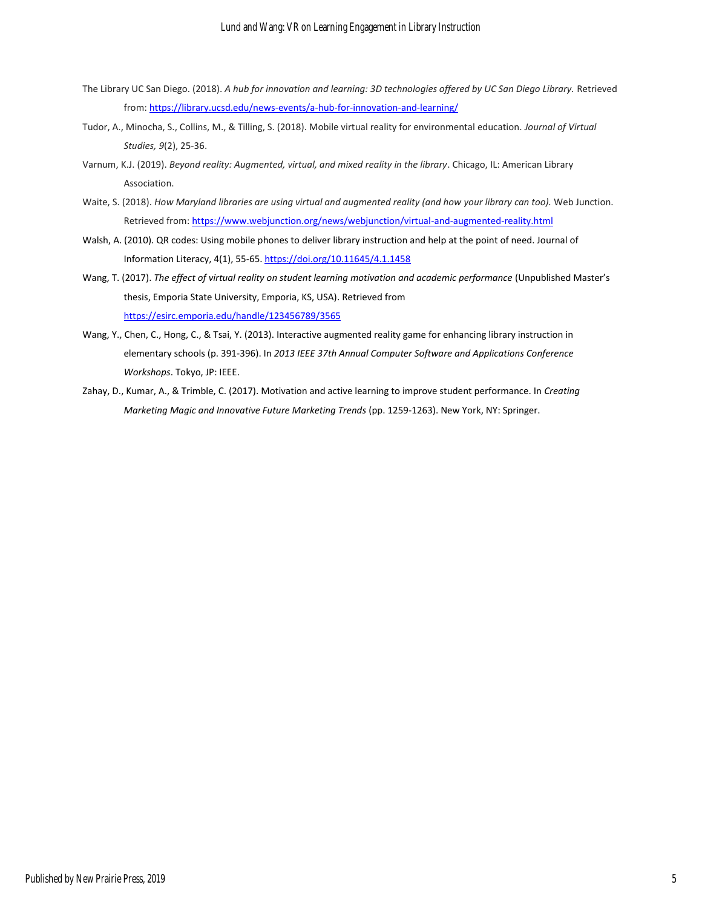The Library UC San Diego. (2018). *A hub for innovation and learning: 3D technologies offered by UC San Diego Library.* Retrieved from: https://library.ucsd.edu/news-events/a-hub-for-innovation-and-learning/

Tudor, A., Minocha, S., Collins, M., & Tilling, S. (2018). Mobile virtual reality for environmental education. *Journal of Virtual Studies, 9*(2), 25-36.

Varnum, K.J. (2019). *Beyond reality: Augmented, virtual, and mixed reality in the library*. Chicago, IL: American Library Association.

Waite, S. (2018). *How Maryland libraries are using virtual and augmented reality (and how your library can too).* Web Junction. Retrieved from: https://www.webjunction.org/news/webjunction/virtual-and-augmented-reality.html

Walsh, A. (2010). QR codes: Using mobile phones to deliver library instruction and help at the point of need. Journal of Information Literacy, 4(1), 55-65. https://doi.org/10.11645/4.1.1458

Wang, T. (2017). *The effect of virtual reality on student learning motivation and academic performance* (Unpublished Master's thesis, Emporia State University, Emporia, KS, USA). Retrieved from https://esirc.emporia.edu/handle/123456789/3565

Wang, Y., Chen, C., Hong, C., & Tsai, Y. (2013). Interactive augmented reality game for enhancing library instruction in elementary schools (p. 391-396). In *2013 IEEE 37th Annual Computer Software and Applications Conference Workshops*. Tokyo, JP: IEEE.

Zahay, D., Kumar, A., & Trimble, C. (2017). Motivation and active learning to improve student performance. In *Creating Marketing Magic and Innovative Future Marketing Trends* (pp. 1259-1263). New York, NY: Springer.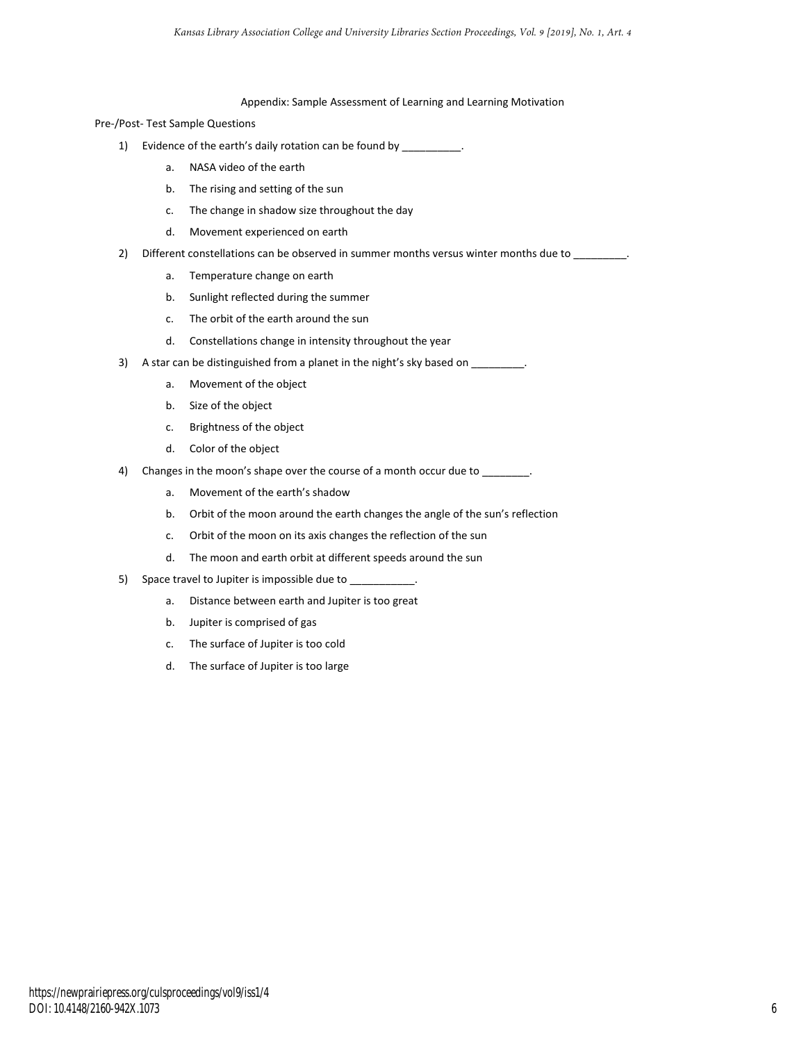Appendix: Sample Assessment of Learning and Learning Motivation

Pre-/Post- Test Sample Questions

1) Evidence of the earth's daily rotation can be found by __________.
    a. NASA video of the earth
    b. The rising and setting of the sun
    c. The change in shadow size throughout the day
    d. Movement experienced on earth
2) Different constellations can be observed in summer months versus winter months due to _________.
    a. Temperature change on earth
    b. Sunlight reflected during the summer
    c. The orbit of the earth around the sun
    d. Constellations change in intensity throughout the year
3) A star can be distinguished from a planet in the night's sky based on _________.
    a. Movement of the object
    b. Size of the object
    c. Brightness of the object
    d. Color of the object
4) Changes in the moon's shape over the course of a month occur due to ________.
    a. Movement of the earth's shadow
    b. Orbit of the moon around the earth changes the angle of the sun's reflection
    c. Orbit of the moon on its axis changes the reflection of the sun
    d. The moon and earth orbit at different speeds around the sun
5) Space travel to Jupiter is impossible due to ___________.
    a. Distance between earth and Jupiter is too great
    b. Jupiter is comprised of gas
    c. The surface of Jupiter is too cold
    d. The surface of Jupiter is too large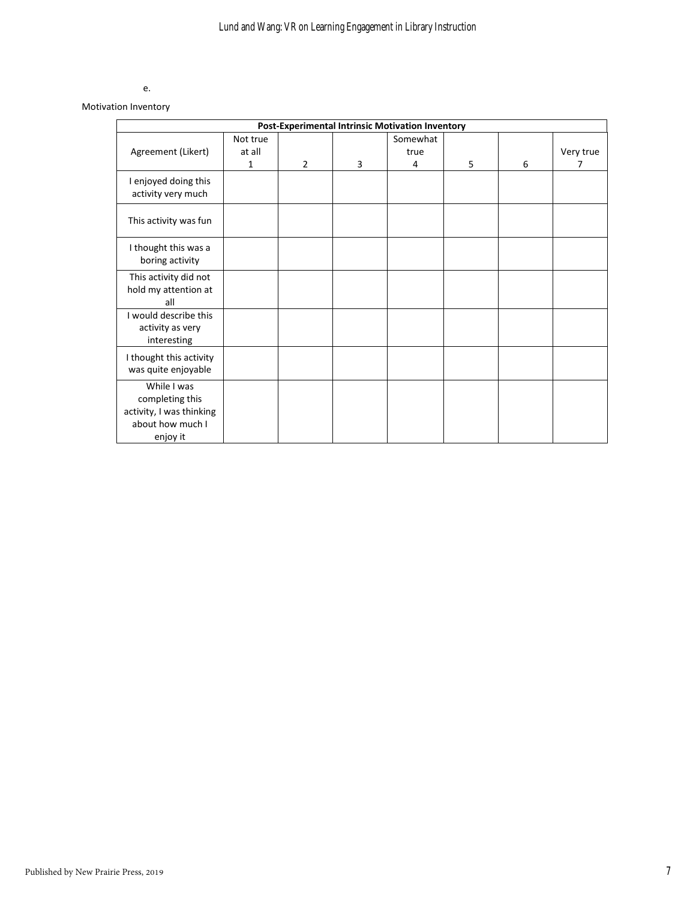e.

Motivation Inventory

| **Post-Experimental Intrinsic Motivation Inventory** | | | | | | | |
|---|---|---|---|---|---|---|---|
| Agreement (Likert) | Not true at all 1 | 2 | 3 | Somewhat true 4 | 5 | 6 | Very true 7 |
| I enjoyed doing this activity very much | | | | | | | |
| This activity was fun | | | | | | | |
| I thought this was a boring activity | | | | | | | |
| This activity did not hold my attention at all | | | | | | | |
| I would describe this activity as very interesting | | | | | | | |
| I thought this activity was quite enjoyable | | | | | | | |
| While I was completing this activity, I was thinking about how much I enjoy it | | | | | | | |